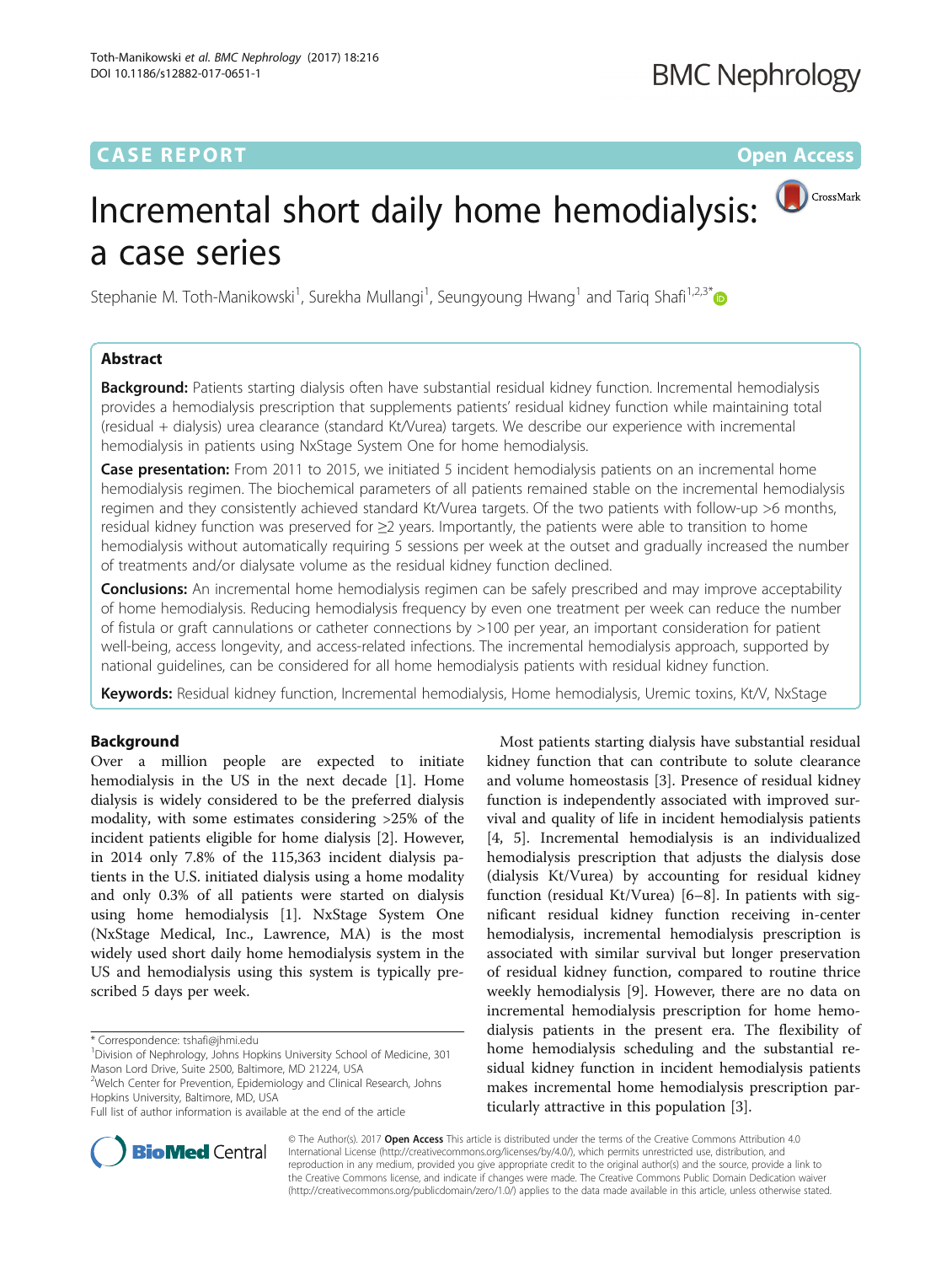CASE REPORT

Open Access

# Incremental short daily home hemodialysis: a case series

Stephanie M. Toth-Manikowski[1], Surekha Mullangi[1], Seungyoung Hwang[1] and Tariq Shafi[1,2,3*]

## Abstract

**Background:** Patients starting dialysis often have substantial residual kidney function. Incremental hemodialysis provides a hemodialysis prescription that supplements patients' residual kidney function while maintaining total (residual + dialysis) urea clearance (standard Kt/Vurea) targets. We describe our experience with incremental hemodialysis in patients using NxStage System One for home hemodialysis.

**Case presentation:** From 2011 to 2015, we initiated 5 incident hemodialysis patients on an incremental home hemodialysis regimen. The biochemical parameters of all patients remained stable on the incremental hemodialysis regimen and they consistently achieved standard Kt/Vurea targets. Of the two patients with follow-up >6 months, residual kidney function was preserved for ≥2 years. Importantly, the patients were able to transition to home hemodialysis without automatically requiring 5 sessions per week at the outset and gradually increased the number of treatments and/or dialysate volume as the residual kidney function declined.

**Conclusions:** An incremental home hemodialysis regimen can be safely prescribed and may improve acceptability of home hemodialysis. Reducing hemodialysis frequency by even one treatment per week can reduce the number of fistula or graft cannulations or catheter connections by >100 per year, an important consideration for patient well-being, access longevity, and access-related infections. The incremental hemodialysis approach, supported by national guidelines, can be considered for all home hemodialysis patients with residual kidney function.

**Keywords:** Residual kidney function, Incremental hemodialysis, Home hemodialysis, Uremic toxins, Kt/V, NxStage

## Background

Over a million people are expected to initiate hemodialysis in the US in the next decade [1]. Home dialysis is widely considered to be the preferred dialysis modality, with some estimates considering >25% of the incident patients eligible for home dialysis [2]. However, in 2014 only 7.8% of the 115,363 incident dialysis patients in the U.S. initiated dialysis using a home modality and only 0.3% of all patients were started on dialysis using home hemodialysis [1]. NxStage System One (NxStage Medical, Inc., Lawrence, MA) is the most widely used short daily home hemodialysis system in the US and hemodialysis using this system is typically prescribed 5 days per week.

Most patients starting dialysis have substantial residual kidney function that can contribute to solute clearance and volume homeostasis [3]. Presence of residual kidney function is independently associated with improved survival and quality of life in incident hemodialysis patients [4, 5]. Incremental hemodialysis is an individualized hemodialysis prescription that adjusts the dialysis dose (dialysis Kt/Vurea) by accounting for residual kidney function (residual Kt/Vurea) [6–8]. In patients with significant residual kidney function receiving in-center hemodialysis, incremental hemodialysis prescription is associated with similar survival but longer preservation of residual kidney function, compared to routine thrice weekly hemodialysis [9]. However, there are no data on incremental hemodialysis prescription for home hemodialysis patients in the present era. The flexibility of home hemodialysis scheduling and the substantial residual kidney function in incident hemodialysis patients makes incremental home hemodialysis prescription particularly attractive in this population [3].

\* Correspondence: tshafi@jhmi.edu

[1]Division of Nephrology, Johns Hopkins University School of Medicine, 301 Mason Lord Drive, Suite 2500, Baltimore, MD 21224, USA

[2]Welch Center for Prevention, Epidemiology and Clinical Research, Johns Hopkins University, Baltimore, MD, USA

Full list of author information is available at the end of the article

© The Author(s). 2017 **Open Access** This article is distributed under the terms of the Creative Commons Attribution 4.0 International License (http://creativecommons.org/licenses/by/4.0/), which permits unrestricted use, distribution, and reproduction in any medium, provided you give appropriate credit to the original author(s) and the source, provide a link to the Creative Commons license, and indicate if changes were made. The Creative Commons Public Domain Dedication waiver (http://creativecommons.org/publicdomain/zero/1.0/) applies to the data made available in this article, unless otherwise stated.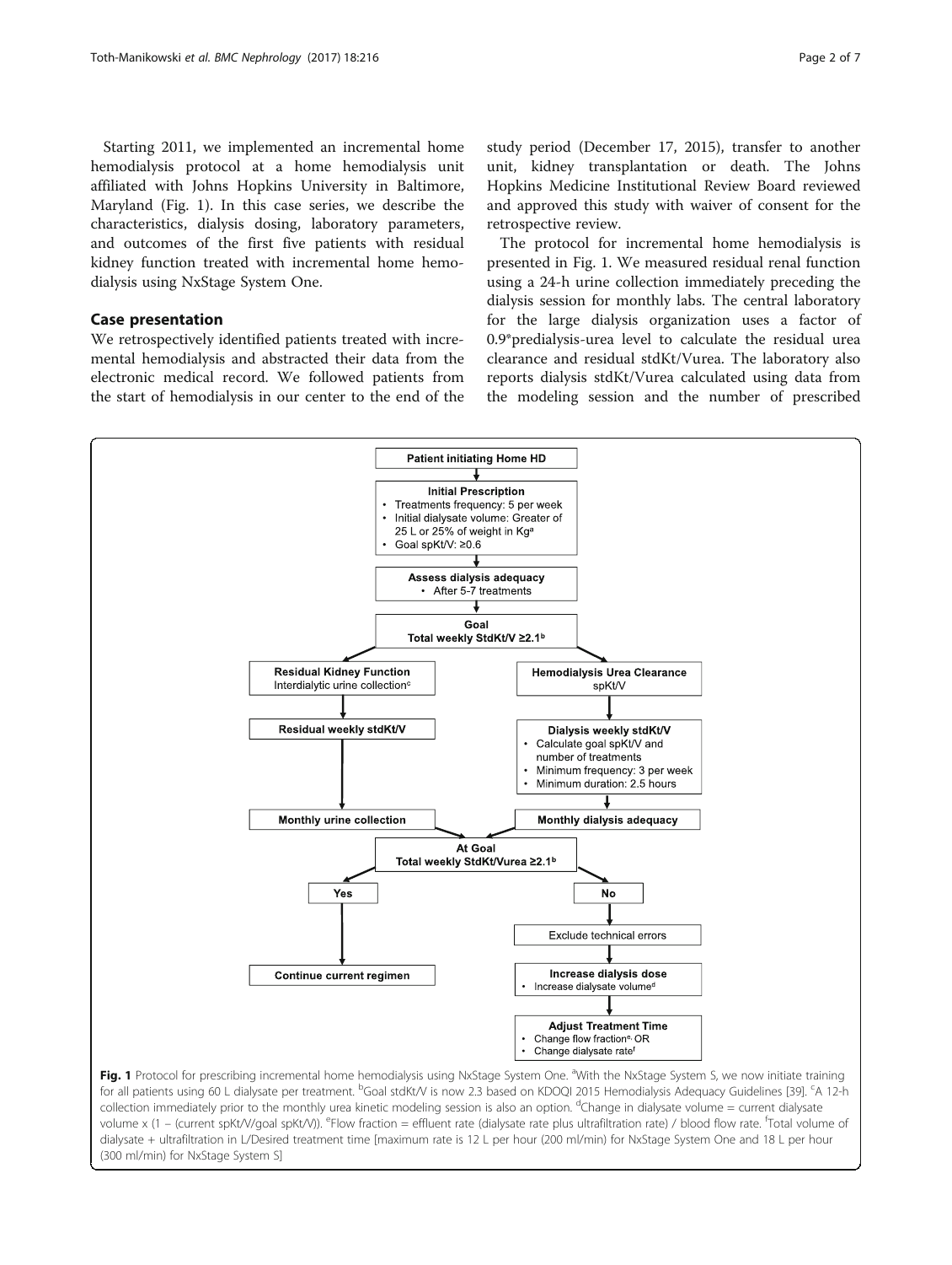Starting 2011, we implemented an incremental home hemodialysis protocol at a home hemodialysis unit affiliated with Johns Hopkins University in Baltimore, Maryland (Fig. 1). In this case series, we describe the characteristics, dialysis dosing, laboratory parameters, and outcomes of the first five patients with residual kidney function treated with incremental home hemodialysis using NxStage System One.

## Case presentation

We retrospectively identified patients treated with incremental hemodialysis and abstracted their data from the electronic medical record. We followed patients from the start of hemodialysis in our center to the end of the study period (December 17, 2015), transfer to another unit, kidney transplantation or death. The Johns Hopkins Medicine Institutional Review Board reviewed and approved this study with waiver of consent for the retrospective review.

The protocol for incremental home hemodialysis is presented in Fig. 1. We measured residual renal function using a 24-h urine collection immediately preceding the dialysis session for monthly labs. The central laboratory for the large dialysis organization uses a factor of 0.9*predialysis-urea level to calculate the residual urea clearance and residual stdKt/Vurea. The laboratory also reports dialysis stdKt/Vurea calculated using data from the modeling session and the number of prescribed

- Patient initiating Home HD
- Initial Prescription
  - Treatments frequency: 5 per week
  - Initial dialysate volume: Greater of 25 L or 25% of weight in Kg[a]
  - Goal spKt/V: ≥0.6
- Assess dialysis adequacy
  - After 5-7 treatments
- Goal: Total weekly StdKt/V ≥2.1[b]
- Residual Kidney Function: Interdialytic urine collection[c] → Residual weekly stdKt/V → Monthly urine collection
- Hemodialysis Urea Clearance: spKt/V → Dialysis weekly stdKt/V
  - Calculate goal spKt/V and number of treatments
  - Minimum frequency: 3 per week
  - Minimum duration: 2.5 hours
  
  → Monthly dialysis adequacy
- At Goal: Total weekly StdKt/Vurea ≥2.1[b]
  - Yes → Continue current regimen
  - No → Exclude technical errors → Increase dialysis dose (Increase dialysate volume[d]) → Adjust Treatment Time
    - Change flow fraction[e], OR
    - Change dialysate rate[f]

**Fig. 1** Protocol for prescribing incremental home hemodialysis using NxStage System One. [a]With the NxStage System S, we now initiate training for all patients using 60 L dialysate per treatment. [b]Goal stdKt/V is now 2.3 based on KDOQI 2015 Hemodialysis Adequacy Guidelines [39]. [c]A 12-h collection immediately prior to the monthly urea kinetic modeling session is also an option. [d]Change in dialysate volume = current dialysate volume x (1 – (current spKt/V/goal spKt/V)). [e]Flow fraction = effluent rate (dialysate rate plus ultrafiltration rate) / blood flow rate. [f]Total volume of dialysate + ultrafiltration in L/Desired treatment time [maximum rate is 12 L per hour (200 ml/min) for NxStage System One and 18 L per hour (300 ml/min) for NxStage System S]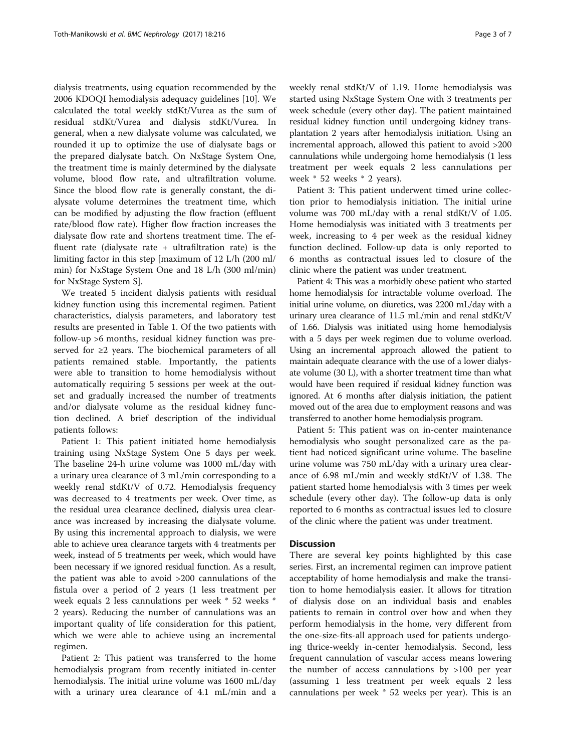dialysis treatments, using equation recommended by the 2006 KDOQI hemodialysis adequacy guidelines [10]. We calculated the total weekly stdKt/Vurea as the sum of residual stdKt/Vurea and dialysis stdKt/Vurea. In general, when a new dialysate volume was calculated, we rounded it up to optimize the use of dialysate bags or the prepared dialysate batch. On NxStage System One, the treatment time is mainly determined by the dialysate volume, blood flow rate, and ultrafiltration volume. Since the blood flow rate is generally constant, the dialysate volume determines the treatment time, which can be modified by adjusting the flow fraction (effluent rate/blood flow rate). Higher flow fraction increases the dialysate flow rate and shortens treatment time. The effluent rate (dialysate rate + ultrafiltration rate) is the limiting factor in this step [maximum of 12 L/h (200 ml/min) for NxStage System One and 18 L/h (300 ml/min) for NxStage System S].

We treated 5 incident dialysis patients with residual kidney function using this incremental regimen. Patient characteristics, dialysis parameters, and laboratory test results are presented in Table 1. Of the two patients with follow-up >6 months, residual kidney function was preserved for ≥2 years. The biochemical parameters of all patients remained stable. Importantly, the patients were able to transition to home hemodialysis without automatically requiring 5 sessions per week at the outset and gradually increased the number of treatments and/or dialysate volume as the residual kidney function declined. A brief description of the individual patients follows:

Patient 1: This patient initiated home hemodialysis training using NxStage System One 5 days per week. The baseline 24-h urine volume was 1000 mL/day with a urinary urea clearance of 3 mL/min corresponding to a weekly renal stdKt/V of 0.72. Hemodialysis frequency was decreased to 4 treatments per week. Over time, as the residual urea clearance declined, dialysis urea clearance was increased by increasing the dialysate volume. By using this incremental approach to dialysis, we were able to achieve urea clearance targets with 4 treatments per week, instead of 5 treatments per week, which would have been necessary if we ignored residual function. As a result, the patient was able to avoid >200 cannulations of the fistula over a period of 2 years (1 less treatment per week equals 2 less cannulations per week * 52 weeks * 2 years). Reducing the number of cannulations was an important quality of life consideration for this patient, which we were able to achieve using an incremental regimen.

Patient 2: This patient was transferred to the home hemodialysis program from recently initiated in-center hemodialysis. The initial urine volume was 1600 mL/day with a urinary urea clearance of 4.1 mL/min and a weekly renal stdKt/V of 1.19. Home hemodialysis was started using NxStage System One with 3 treatments per week schedule (every other day). The patient maintained residual kidney function until undergoing kidney transplantation 2 years after hemodialysis initiation. Using an incremental approach, allowed this patient to avoid >200 cannulations while undergoing home hemodialysis (1 less treatment per week equals 2 less cannulations per week * 52 weeks * 2 years).

Patient 3: This patient underwent timed urine collection prior to hemodialysis initiation. The initial urine volume was 700 mL/day with a renal stdKt/V of 1.05. Home hemodialysis was initiated with 3 treatments per week, increasing to 4 per week as the residual kidney function declined. Follow-up data is only reported to 6 months as contractual issues led to closure of the clinic where the patient was under treatment.

Patient 4: This was a morbidly obese patient who started home hemodialysis for intractable volume overload. The initial urine volume, on diuretics, was 2200 mL/day with a urinary urea clearance of 11.5 mL/min and renal stdKt/V of 1.66. Dialysis was initiated using home hemodialysis with a 5 days per week regimen due to volume overload. Using an incremental approach allowed the patient to maintain adequate clearance with the use of a lower dialysate volume (30 L), with a shorter treatment time than what would have been required if residual kidney function was ignored. At 6 months after dialysis initiation, the patient moved out of the area due to employment reasons and was transferred to another home hemodialysis program.

Patient 5: This patient was on in-center maintenance hemodialysis who sought personalized care as the patient had noticed significant urine volume. The baseline urine volume was 750 mL/day with a urinary urea clearance of 6.98 mL/min and weekly stdKt/V of 1.38. The patient started home hemodialysis with 3 times per week schedule (every other day). The follow-up data is only reported to 6 months as contractual issues led to closure of the clinic where the patient was under treatment.

## Discussion

There are several key points highlighted by this case series. First, an incremental regimen can improve patient acceptability of home hemodialysis and make the transition to home hemodialysis easier. It allows for titration of dialysis dose on an individual basis and enables patients to remain in control over how and when they perform hemodialysis in the home, very different from the one-size-fits-all approach used for patients undergoing thrice-weekly in-center hemodialysis. Second, less frequent cannulation of vascular access means lowering the number of access cannulations by >100 per year (assuming 1 less treatment per week equals 2 less cannulations per week * 52 weeks per year). This is an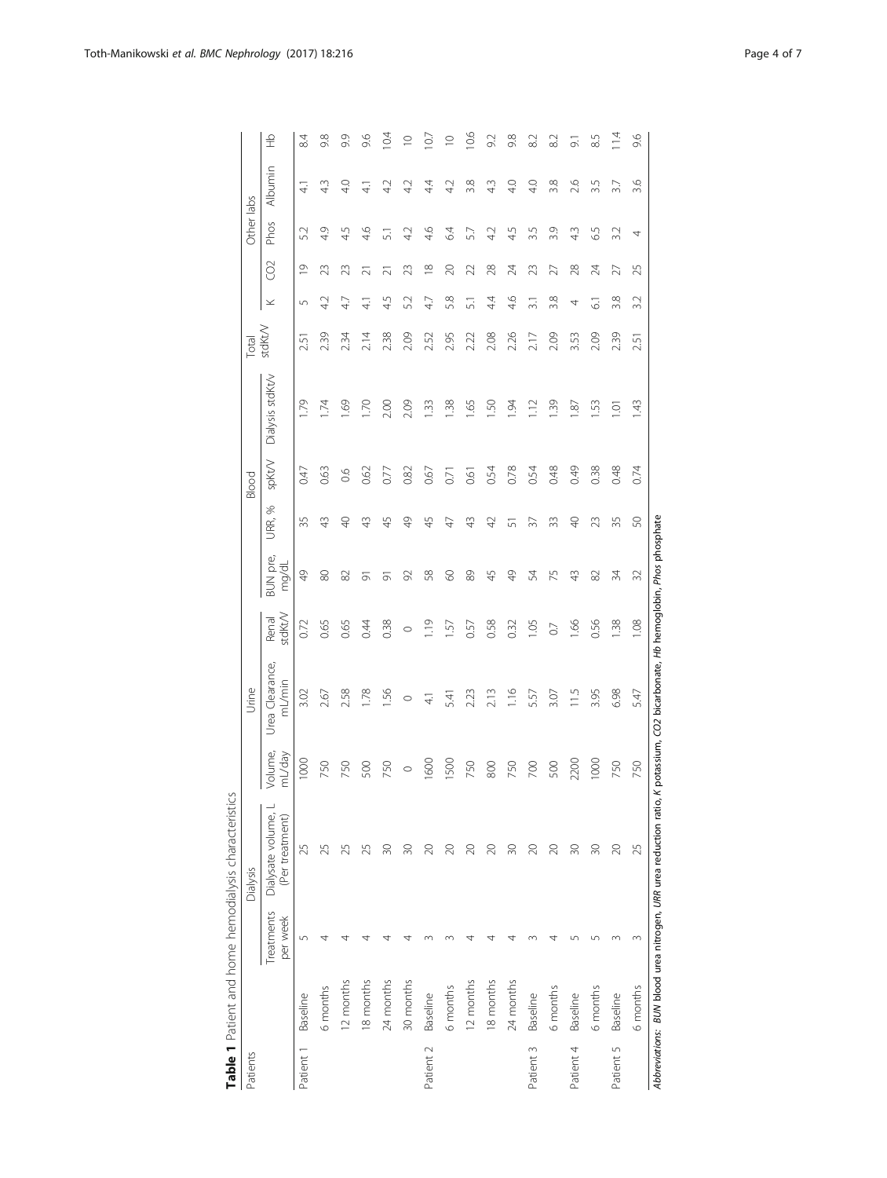**Table 1** Patient and home hemodialysis characteristics

| Patients | | Dialysis | | Urine | | | Blood | | | | Total stdKt/V | Other labs | | | | | |
|---|---|---|---|---|---|---|---|---|---|---|---|---|---|---|---|---|---|
| | | Treatments per week | Dialysate volume, L (Per treatment) | Volume, mL/day | Urea Clearance, mL/min | Renal stdKt/V | BUN pre, mg/dL | URR, % | spKt/V | Dialysis stdKt/v | | K | CO2 | Phos | Albumin | Hb |
| Patient 1 | Baseline | 5 | 25 | 1000 | 3.02 | 0.72 | 49 | 35 | 0.47 | 1.79 | 2.51 | 5 | 19 | 5.2 | 4.1 | 8.4 |
| | 6 months | 4 | 25 | 750 | 2.67 | 0.65 | 80 | 43 | 0.63 | 1.74 | 2.39 | 4.2 | 23 | 4.9 | 4.3 | 9.8 |
| | 12 months | 4 | 25 | 750 | 2.58 | 0.65 | 82 | 40 | 0.6 | 1.69 | 2.34 | 4.7 | 23 | 4.5 | 4.0 | 9.9 |
| | 18 months | 4 | 25 | 500 | 1.78 | 0.44 | 91 | 43 | 0.62 | 1.70 | 2.14 | 4.1 | 21 | 4.6 | 4.1 | 9.6 |
| | 24 months | 4 | 30 | 750 | 1.56 | 0.38 | 91 | 45 | 0.77 | 2.00 | 2.38 | 4.5 | 21 | 5.1 | 4.2 | 10.4 |
| | 30 months | 4 | 30 | 0 | 0 | 0 | 92 | 49 | 0.82 | 2.09 | 2.09 | 5.2 | 23 | 4.2 | 4.2 | 10 |
| Patient 2 | Baseline | 3 | 20 | 1600 | 4.1 | 1.19 | 58 | 45 | 0.67 | 1.33 | 2.52 | 4.7 | 18 | 4.6 | 4.4 | 10.7 |
| | 6 months | 3 | 20 | 1500 | 5.41 | 1.57 | 60 | 47 | 0.71 | 1.38 | 2.95 | 5.8 | 20 | 6.4 | 4.2 | 10 |
| | 12 months | 4 | 20 | 750 | 2.23 | 0.57 | 89 | 43 | 0.61 | 1.65 | 2.22 | 5.1 | 22 | 5.7 | 3.8 | 10.6 |
| | 18 months | 4 | 20 | 800 | 2.13 | 0.58 | 45 | 42 | 0.54 | 1.50 | 2.08 | 4.4 | 28 | 4.2 | 4.3 | 9.2 |
| | 24 months | 4 | 30 | 750 | 1.16 | 0.32 | 49 | 51 | 0.78 | 1.94 | 2.26 | 4.6 | 24 | 4.5 | 4.0 | 9.8 |
| Patient 3 | Baseline | 3 | 20 | 700 | 5.57 | 1.05 | 54 | 37 | 0.54 | 1.12 | 2.17 | 3.1 | 23 | 3.5 | 4.0 | 8.2 |
| | 6 months | 4 | 20 | 500 | 3.07 | 0.7 | 75 | 33 | 0.48 | 1.39 | 2.09 | 3.8 | 27 | 3.9 | 3.8 | 8.2 |
| Patient 4 | Baseline | 5 | 30 | 2200 | 11.5 | 1.66 | 43 | 40 | 0.49 | 1.87 | 3.53 | 4 | 28 | 4.3 | 2.6 | 9.1 |
| | 6 months | 5 | 30 | 1000 | 3.95 | 0.56 | 82 | 23 | 0.38 | 1.53 | 2.09 | 6.1 | 24 | 6.5 | 3.5 | 8.5 |
| Patient 5 | Baseline | 3 | 20 | 750 | 6.98 | 1.38 | 34 | 35 | 0.48 | 1.01 | 2.39 | 3.8 | 27 | 3.2 | 3.7 | 11.4 |
| | 6 months | 3 | 25 | 750 | 5.47 | 1.08 | 32 | 50 | 0.74 | 1.43 | 2.51 | 3.2 | 25 | 4 | 3.6 | 9.6 |

*Abbreviations*: *BUN* blood urea nitrogen, *URR* urea reduction ratio, *K* potassium, *CO2* bicarbonate, *Hb* hemoglobin, *Phos* phosphate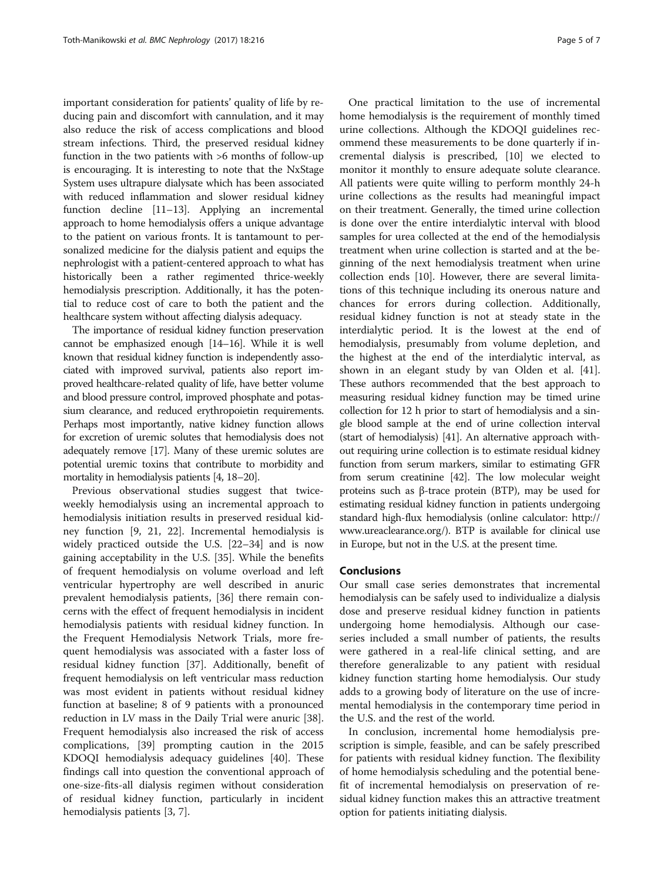important consideration for patients' quality of life by reducing pain and discomfort with cannulation, and it may also reduce the risk of access complications and blood stream infections. Third, the preserved residual kidney function in the two patients with >6 months of follow-up is encouraging. It is interesting to note that the NxStage System uses ultrapure dialysate which has been associated with reduced inflammation and slower residual kidney function decline [11–13]. Applying an incremental approach to home hemodialysis offers a unique advantage to the patient on various fronts. It is tantamount to personalized medicine for the dialysis patient and equips the nephrologist with a patient-centered approach to what has historically been a rather regimented thrice-weekly hemodialysis prescription. Additionally, it has the potential to reduce cost of care to both the patient and the healthcare system without affecting dialysis adequacy.

The importance of residual kidney function preservation cannot be emphasized enough [14–16]. While it is well known that residual kidney function is independently associated with improved survival, patients also report improved healthcare-related quality of life, have better volume and blood pressure control, improved phosphate and potassium clearance, and reduced erythropoietin requirements. Perhaps most importantly, native kidney function allows for excretion of uremic solutes that hemodialysis does not adequately remove [17]. Many of these uremic solutes are potential uremic toxins that contribute to morbidity and mortality in hemodialysis patients [4, 18–20].

Previous observational studies suggest that twice-weekly hemodialysis using an incremental approach to hemodialysis initiation results in preserved residual kidney function [9, 21, 22]. Incremental hemodialysis is widely practiced outside the U.S. [22–34] and is now gaining acceptability in the U.S. [35]. While the benefits of frequent hemodialysis on volume overload and left ventricular hypertrophy are well described in anuric prevalent hemodialysis patients, [36] there remain concerns with the effect of frequent hemodialysis in incident hemodialysis patients with residual kidney function. In the Frequent Hemodialysis Network Trials, more frequent hemodialysis was associated with a faster loss of residual kidney function [37]. Additionally, benefit of frequent hemodialysis on left ventricular mass reduction was most evident in patients without residual kidney function at baseline; 8 of 9 patients with a pronounced reduction in LV mass in the Daily Trial were anuric [38]. Frequent hemodialysis also increased the risk of access complications, [39] prompting caution in the 2015 KDOQI hemodialysis adequacy guidelines [40]. These findings call into question the conventional approach of one-size-fits-all dialysis regimen without consideration of residual kidney function, particularly in incident hemodialysis patients [3, 7].

One practical limitation to the use of incremental home hemodialysis is the requirement of monthly timed urine collections. Although the KDOQI guidelines recommend these measurements to be done quarterly if incremental dialysis is prescribed, [10] we elected to monitor it monthly to ensure adequate solute clearance. All patients were quite willing to perform monthly 24-h urine collections as the results had meaningful impact on their treatment. Generally, the timed urine collection is done over the entire interdialytic interval with blood samples for urea collected at the end of the hemodialysis treatment when urine collection is started and at the beginning of the next hemodialysis treatment when urine collection ends [10]. However, there are several limitations of this technique including its onerous nature and chances for errors during collection. Additionally, residual kidney function is not at steady state in the interdialytic period. It is the lowest at the end of hemodialysis, presumably from volume depletion, and the highest at the end of the interdialytic interval, as shown in an elegant study by van Olden et al. [41]. These authors recommended that the best approach to measuring residual kidney function may be timed urine collection for 12 h prior to start of hemodialysis and a single blood sample at the end of urine collection interval (start of hemodialysis) [41]. An alternative approach without requiring urine collection is to estimate residual kidney function from serum markers, similar to estimating GFR from serum creatinine [42]. The low molecular weight proteins such as β-trace protein (BTP), may be used for estimating residual kidney function in patients undergoing standard high-flux hemodialysis (online calculator: http://www.ureaclearance.org/). BTP is available for clinical use in Europe, but not in the U.S. at the present time.

## Conclusions

Our small case series demonstrates that incremental hemodialysis can be safely used to individualize a dialysis dose and preserve residual kidney function in patients undergoing home hemodialysis. Although our case-series included a small number of patients, the results were gathered in a real-life clinical setting, and are therefore generalizable to any patient with residual kidney function starting home hemodialysis. Our study adds to a growing body of literature on the use of incremental hemodialysis in the contemporary time period in the U.S. and the rest of the world.

In conclusion, incremental home hemodialysis prescription is simple, feasible, and can be safely prescribed for patients with residual kidney function. The flexibility of home hemodialysis scheduling and the potential benefit of incremental hemodialysis on preservation of residual kidney function makes this an attractive treatment option for patients initiating dialysis.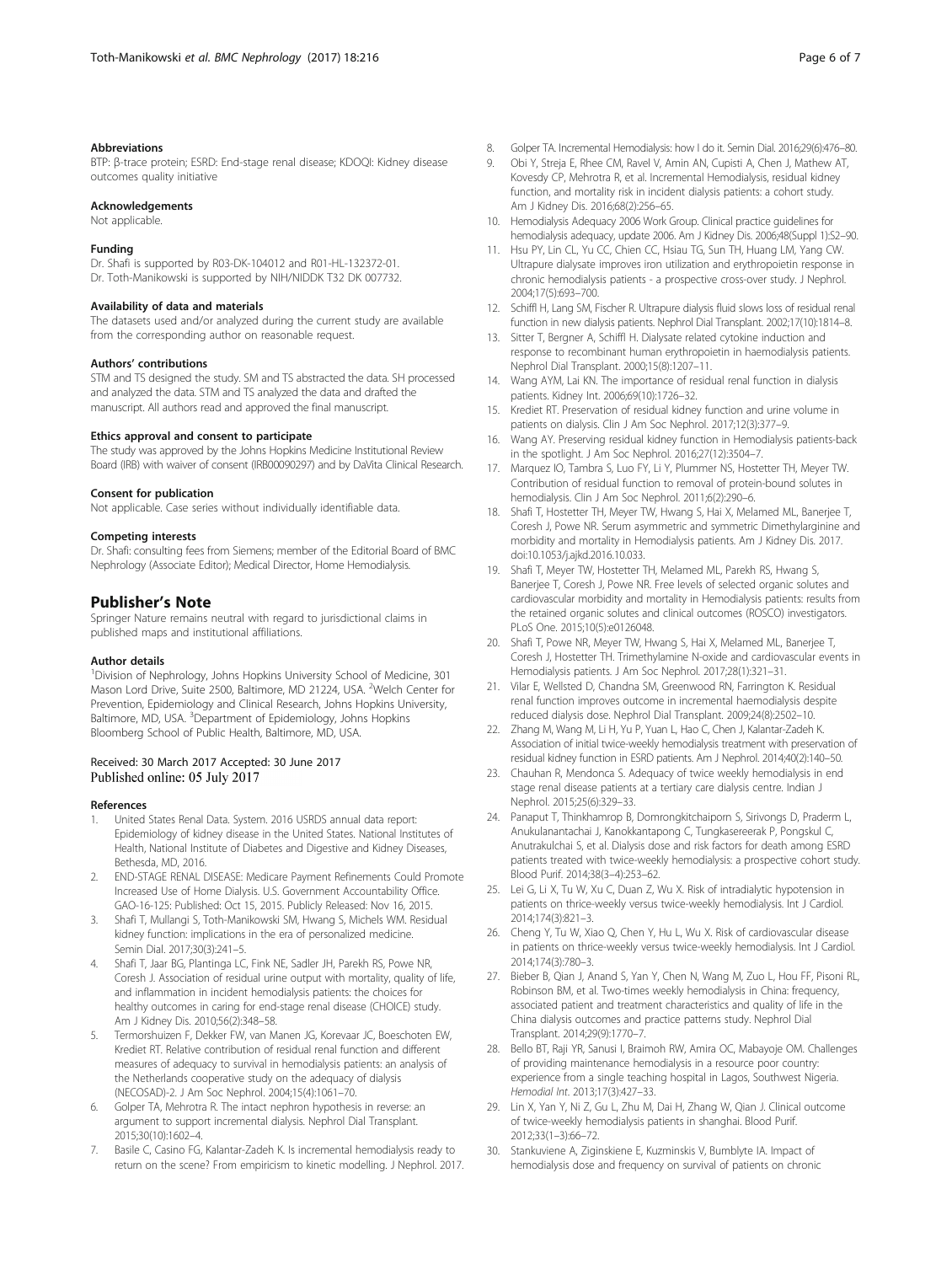### Abbreviations

BTP: β-trace protein; ESRD: End-stage renal disease; KDOQI: Kidney disease outcomes quality initiative

### Acknowledgements

Not applicable.

### Funding

Dr. Shafi is supported by R03-DK-104012 and R01-HL-132372-01. Dr. Toth-Manikowski is supported by NIH/NIDDK T32 DK 007732.

### Availability of data and materials

The datasets used and/or analyzed during the current study are available from the corresponding author on reasonable request.

### Authors' contributions

STM and TS designed the study. SM and TS abstracted the data. SH processed and analyzed the data. STM and TS analyzed the data and drafted the manuscript. All authors read and approved the final manuscript.

### Ethics approval and consent to participate

The study was approved by the Johns Hopkins Medicine Institutional Review Board (IRB) with waiver of consent (IRB00090297) and by DaVita Clinical Research.

### Consent for publication

Not applicable. Case series without individually identifiable data.

### Competing interests

Dr. Shafi: consulting fees from Siemens; member of the Editorial Board of BMC Nephrology (Associate Editor); Medical Director, Home Hemodialysis.

## Publisher's Note

Springer Nature remains neutral with regard to jurisdictional claims in published maps and institutional affiliations.

### Author details

[1]Division of Nephrology, Johns Hopkins University School of Medicine, 301 Mason Lord Drive, Suite 2500, Baltimore, MD 21224, USA. [2]Welch Center for Prevention, Epidemiology and Clinical Research, Johns Hopkins University, Baltimore, MD, USA. [3]Department of Epidemiology, Johns Hopkins Bloomberg School of Public Health, Baltimore, MD, USA.

Received: 30 March 2017 Accepted: 30 June 2017
Published online: 05 July 2017

### References

1. United States Renal Data. System. 2016 USRDS annual data report: Epidemiology of kidney disease in the United States. National Institutes of Health, National Institute of Diabetes and Digestive and Kidney Diseases, Bethesda, MD, 2016.
2. END-STAGE RENAL DISEASE: Medicare Payment Refinements Could Promote Increased Use of Home Dialysis. U.S. Government Accountability Office. GAO-16-125: Published: Oct 15, 2015. Publicly Released: Nov 16, 2015.
3. Shafi T, Mullangi S, Toth-Manikowski SM, Hwang S, Michels WM. Residual kidney function: implications in the era of personalized medicine. Semin Dial. 2017;30(3):241–5.
4. Shafi T, Jaar BG, Plantinga LC, Fink NE, Sadler JH, Parekh RS, Powe NR, Coresh J. Association of residual urine output with mortality, quality of life, and inflammation in incident hemodialysis patients: the choices for healthy outcomes in caring for end-stage renal disease (CHOICE) study. Am J Kidney Dis. 2010;56(2):348–58.
5. Termorshuizen F, Dekker FW, van Manen JG, Korevaar JC, Boeschoten EW, Krediet RT. Relative contribution of residual renal function and different measures of adequacy to survival in hemodialysis patients: an analysis of the Netherlands cooperative study on the adequacy of dialysis (NECOSAD)-2. J Am Soc Nephrol. 2004;15(4):1061–70.
6. Golper TA, Mehrotra R. The intact nephron hypothesis in reverse: an argument to support incremental dialysis. Nephrol Dial Transplant. 2015;30(10):1602–4.
7. Basile C, Casino FG, Kalantar-Zadeh K. Is incremental hemodialysis ready to return on the scene? From empiricism to kinetic modelling. J Nephrol. 2017.
8. Golper TA. Incremental Hemodialysis: how I do it. Semin Dial. 2016;29(6):476–80.
9. Obi Y, Streja E, Rhee CM, Ravel V, Amin AN, Cupisti A, Chen J, Mathew AT, Kovesdy CP, Mehrotra R, et al. Incremental Hemodialysis, residual kidney function, and mortality risk in incident dialysis patients: a cohort study. Am J Kidney Dis. 2016;68(2):256–65.
10. Hemodialysis Adequacy 2006 Work Group. Clinical practice guidelines for hemodialysis adequacy, update 2006. Am J Kidney Dis. 2006;48(Suppl 1):S2–90.
11. Hsu PY, Lin CL, Yu CC, Chien CC, Hsiau TG, Sun TH, Huang LM, Yang CW. Ultrapure dialysate improves iron utilization and erythropoietin response in chronic hemodialysis patients - a prospective cross-over study. J Nephrol. 2004;17(5):693–700.
12. Schiffl H, Lang SM, Fischer R. Ultrapure dialysis fluid slows loss of residual renal function in new dialysis patients. Nephrol Dial Transplant. 2002;17(10):1814–8.
13. Sitter T, Bergner A, Schiffl H. Dialysate related cytokine induction and response to recombinant human erythropoietin in haemodialysis patients. Nephrol Dial Transplant. 2000;15(8):1207–11.
14. Wang AYM, Lai KN. The importance of residual renal function in dialysis patients. Kidney Int. 2006;69(10):1726–32.
15. Krediet RT. Preservation of residual kidney function and urine volume in patients on dialysis. Clin J Am Soc Nephrol. 2017;12(3):377–9.
16. Wang AY. Preserving residual kidney function in Hemodialysis patients-back in the spotlight. J Am Soc Nephrol. 2016;27(12):3504–7.
17. Marquez IO, Tambra S, Luo FY, Li Y, Plummer NS, Hostetter TH, Meyer TW. Contribution of residual function to removal of protein-bound solutes in hemodialysis. Clin J Am Soc Nephrol. 2011;6(2):290–6.
18. Shafi T, Hostetter TH, Meyer TW, Hwang S, Hai X, Melamed ML, Banerjee T, Coresh J, Powe NR. Serum asymmetric and symmetric Dimethylarginine and morbidity and mortality in Hemodialysis patients. Am J Kidney Dis. 2017. doi:10.1053/j.ajkd.2016.10.033.
19. Shafi T, Meyer TW, Hostetter TH, Melamed ML, Parekh RS, Hwang S, Banerjee T, Coresh J, Powe NR. Free levels of selected organic solutes and cardiovascular morbidity and mortality in Hemodialysis patients: results from the retained organic solutes and clinical outcomes (ROSCO) investigators. PLoS One. 2015;10(5):e0126048.
20. Shafi T, Powe NR, Meyer TW, Hwang S, Hai X, Melamed ML, Banerjee T, Coresh J, Hostetter TH. Trimethylamine N-oxide and cardiovascular events in Hemodialysis patients. J Am Soc Nephrol. 2017;28(1):321–31.
21. Vilar E, Wellsted D, Chandna SM, Greenwood RN, Farrington K. Residual renal function improves outcome in incremental haemodialysis despite reduced dialysis dose. Nephrol Dial Transplant. 2009;24(8):2502–10.
22. Zhang M, Wang M, Li H, Yu P, Yuan L, Hao C, Chen J, Kalantar-Zadeh K. Association of initial twice-weekly hemodialysis treatment with preservation of residual kidney function in ESRD patients. Am J Nephrol. 2014;40(2):140–50.
23. Chauhan R, Mendonca S. Adequacy of twice weekly hemodialysis in end stage renal disease patients at a tertiary care dialysis centre. Indian J Nephrol. 2015;25(6):329–33.
24. Panaput T, Thinkhamrop B, Domrongkitchaiporn S, Sirivongs D, Praderm L, Anukulanantachai J, Kanokkantapong C, Tungkasereerak P, Pongskul C, Anutrakulchai S, et al. Dialysis dose and risk factors for death among ESRD patients treated with twice-weekly hemodialysis: a prospective cohort study. Blood Purif. 2014;38(3–4):253–62.
25. Lei G, Li X, Tu W, Xu C, Duan Z, Wu X. Risk of intradialytic hypotension in patients on thrice-weekly versus twice-weekly hemodialysis. Int J Cardiol. 2014;174(3):821–3.
26. Cheng Y, Tu W, Xiao Q, Chen Y, Hu L, Wu X. Risk of cardiovascular disease in patients on thrice-weekly versus twice-weekly hemodialysis. Int J Cardiol. 2014;174(3):780–3.
27. Bieber B, Qian J, Anand S, Yan Y, Chen N, Wang M, Zuo L, Hou FF, Pisoni RL, Robinson BM, et al. Two-times weekly hemodialysis in China: frequency, associated patient and treatment characteristics and quality of life in the China dialysis outcomes and practice patterns study. Nephrol Dial Transplant. 2014;29(9):1770–7.
28. Bello BT, Raji YR, Sanusi I, Braimoh RW, Amira OC, Mabayoje OM. Challenges of providing maintenance hemodialysis in a resource poor country: experience from a single teaching hospital in Lagos, Southwest Nigeria. *Hemodial Int*. 2013;17(3):427–33.
29. Lin X, Yan Y, Ni Z, Gu L, Zhu M, Dai H, Zhang W, Qian J. Clinical outcome of twice-weekly hemodialysis patients in shanghai. Blood Purif. 2012;33(1–3):66–72.
30. Stankuviene A, Ziginskiene E, Kuzminskis V, Bumblyte IA. Impact of hemodialysis dose and frequency on survival of patients on chronic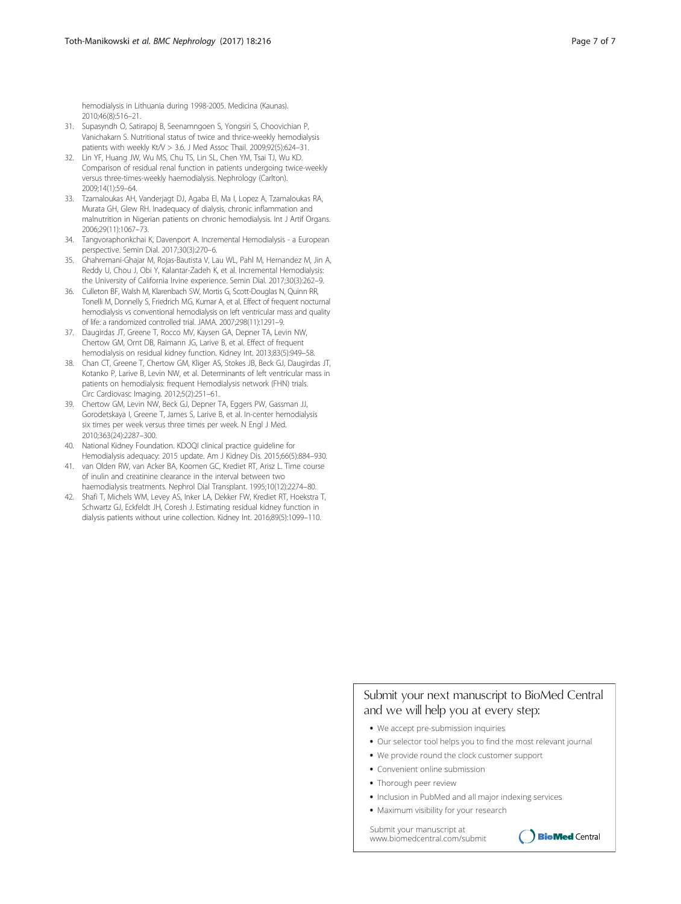hemodialysis in Lithuania during 1998-2005. Medicina (Kaunas). 2010;46(8):516–21.

31. Supasyndh O, Satirapoj B, Seenamngoen S, Yongsiri S, Choovichian P, Vanichakarn S. Nutritional status of twice and thrice-weekly hemodialysis patients with weekly Kt/V > 3.6. J Med Assoc Thail. 2009;92(5):624–31.
32. Lin YF, Huang JW, Wu MS, Chu TS, Lin SL, Chen YM, Tsai TJ, Wu KD. Comparison of residual renal function in patients undergoing twice-weekly versus three-times-weekly haemodialysis. Nephrology (Carlton). 2009;14(1):59–64.
33. Tzamaloukas AH, Vanderjagt DJ, Agaba EI, Ma I, Lopez A, Tzamaloukas RA, Murata GH, Glew RH. Inadequacy of dialysis, chronic inflammation and malnutrition in Nigerian patients on chronic hemodialysis. Int J Artif Organs. 2006;29(11):1067–73.
34. Tangvoraphonkchai K, Davenport A. Incremental Hemodialysis - a European perspective. Semin Dial. 2017;30(3):270–6.
35. Ghahremani-Ghajar M, Rojas-Bautista V, Lau WL, Pahl M, Hernandez M, Jin A, Reddy U, Chou J, Obi Y, Kalantar-Zadeh K, et al. Incremental Hemodialysis: the University of California Irvine experience. Semin Dial. 2017;30(3):262–9.
36. Culleton BF, Walsh M, Klarenbach SW, Mortis G, Scott-Douglas N, Quinn RR, Tonelli M, Donnelly S, Friedrich MG, Kumar A, et al. Effect of frequent nocturnal hemodialysis vs conventional hemodialysis on left ventricular mass and quality of life: a randomized controlled trial. JAMA. 2007;298(11):1291–9.
37. Daugirdas JT, Greene T, Rocco MV, Kaysen GA, Depner TA, Levin NW, Chertow GM, Ornt DB, Raimann JG, Larive B, et al. Effect of frequent hemodialysis on residual kidney function. Kidney Int. 2013;83(5):949–58.
38. Chan CT, Greene T, Chertow GM, Kliger AS, Stokes JB, Beck GJ, Daugirdas JT, Kotanko P, Larive B, Levin NW, et al. Determinants of left ventricular mass in patients on hemodialysis: frequent Hemodialysis network (FHN) trials. Circ Cardiovasc Imaging. 2012;5(2):251–61.
39. Chertow GM, Levin NW, Beck GJ, Depner TA, Eggers PW, Gassman JJ, Gorodetskaya I, Greene T, James S, Larive B, et al. In-center hemodialysis six times per week versus three times per week. N Engl J Med. 2010;363(24):2287–300.
40. National Kidney Foundation. KDOQI clinical practice guideline for Hemodialysis adequacy: 2015 update. Am J Kidney Dis. 2015;66(5):884–930.
41. van Olden RW, van Acker BA, Koomen GC, Krediet RT, Arisz L. Time course of inulin and creatinine clearance in the interval between two haemodialysis treatments. Nephrol Dial Transplant. 1995;10(12):2274–80.
42. Shafi T, Michels WM, Levey AS, Inker LA, Dekker FW, Krediet RT, Hoekstra T, Schwartz GJ, Eckfeldt JH, Coresh J. Estimating residual kidney function in dialysis patients without urine collection. Kidney Int. 2016;89(5):1099–110.

Submit your next manuscript to BioMed Central and we will help you at every step:

- We accept pre-submission inquiries
- Our selector tool helps you to find the most relevant journal
- We provide round the clock customer support
- Convenient online submission
- Thorough peer review
- Inclusion in PubMed and all major indexing services
- Maximum visibility for your research

Submit your manuscript at www.biomedcentral.com/submit

BioMed Central